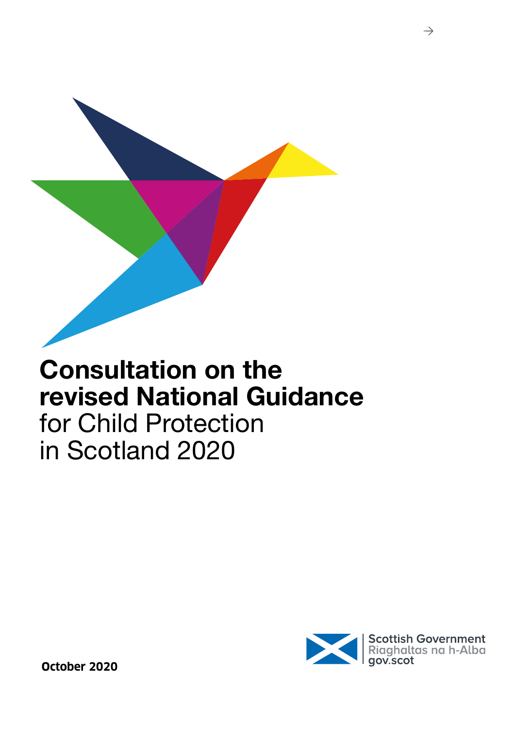# Consultation on the revised National Guidance for Child Protection in Scotland 2020

Scottish Government
Riaghaltas na h-Alba
gov.scot

October 2020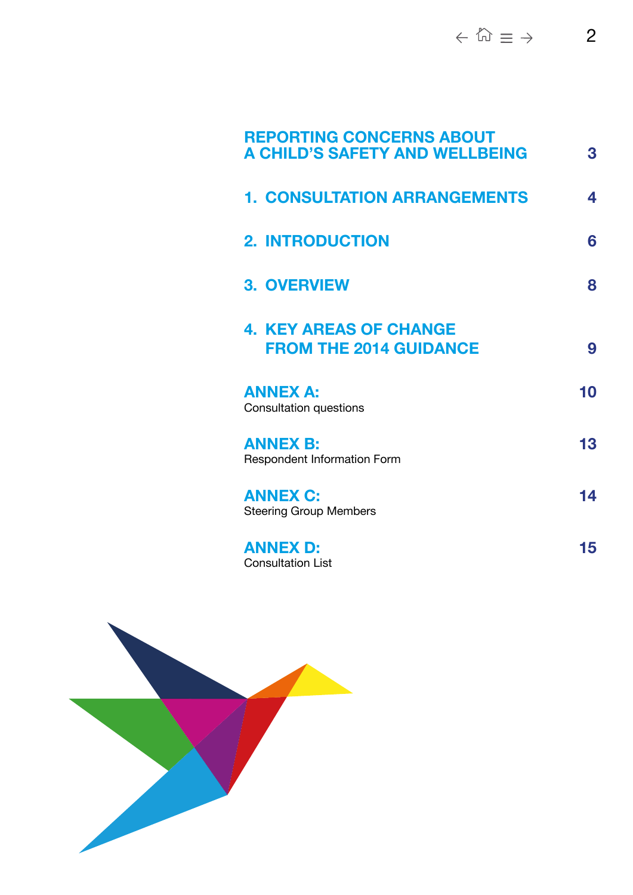| | |
|---|---|
| **REPORTING CONCERNS ABOUT A CHILD'S SAFETY AND WELLBEING** | 3 |
| **1. CONSULTATION ARRANGEMENTS** | 4 |
| **2. INTRODUCTION** | 6 |
| **3. OVERVIEW** | 8 |
| **4. KEY AREAS OF CHANGE FROM THE 2014 GUIDANCE** | 9 |
| **ANNEX A:** Consultation questions | 10 |
| **ANNEX B:** Respondent Information Form | 13 |
| **ANNEX C:** Steering Group Members | 14 |
| **ANNEX D:** Consultation List | 15 |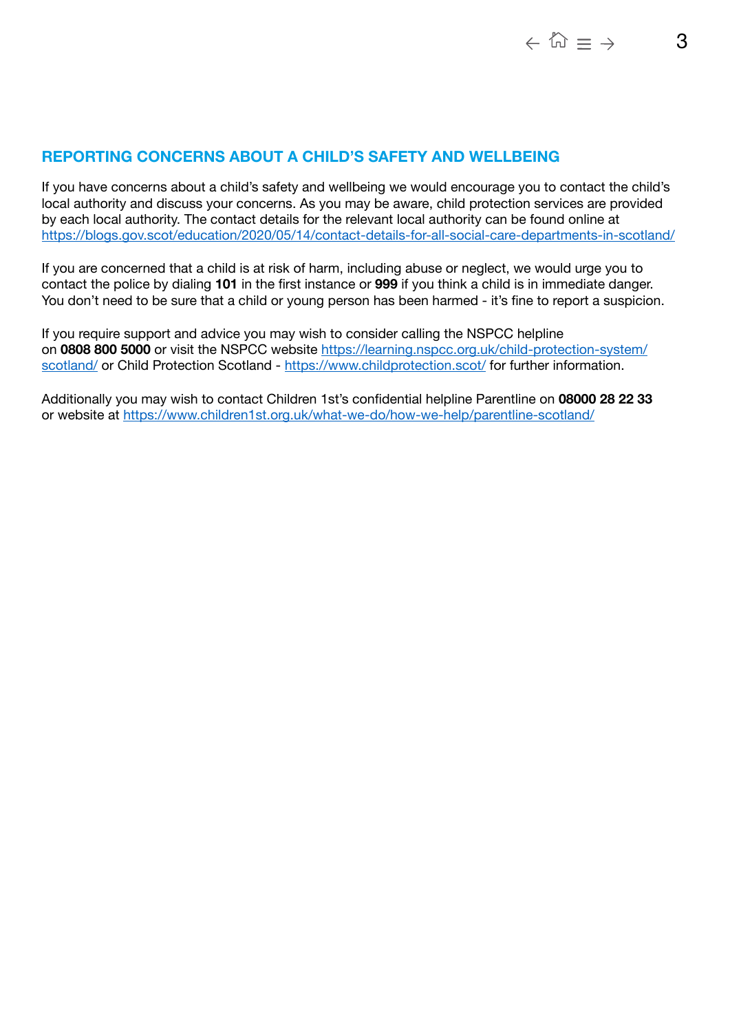## REPORTING CONCERNS ABOUT A CHILD'S SAFETY AND WELLBEING

If you have concerns about a child's safety and wellbeing we would encourage you to contact the child's local authority and discuss your concerns. As you may be aware, child protection services are provided by each local authority. The contact details for the relevant local authority can be found online at https://blogs.gov.scot/education/2020/05/14/contact-details-for-all-social-care-departments-in-scotland/

If you are concerned that a child is at risk of harm, including abuse or neglect, we would urge you to contact the police by dialing **101** in the first instance or **999** if you think a child is in immediate danger. You don't need to be sure that a child or young person has been harmed - it's fine to report a suspicion.

If you require support and advice you may wish to consider calling the NSPCC helpline on **0808 800 5000** or visit the NSPCC website https://learning.nspcc.org.uk/child-protection-system/scotland/ or Child Protection Scotland - https://www.childprotection.scot/ for further information.

Additionally you may wish to contact Children 1st's confidential helpline Parentline on **08000 28 22 33** or website at https://www.children1st.org.uk/what-we-do/how-we-help/parentline-scotland/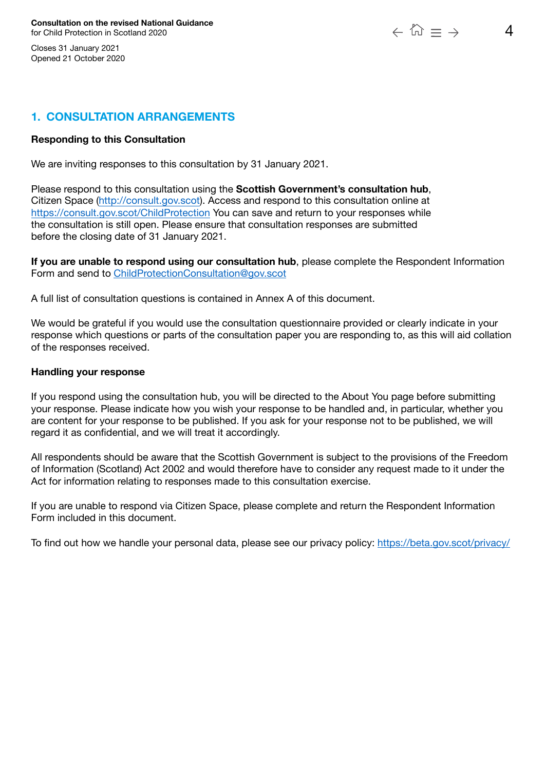## 1. CONSULTATION ARRANGEMENTS

**Responding to this Consultation**

We are inviting responses to this consultation by 31 January 2021.

Please respond to this consultation using the **Scottish Government's consultation hub**, Citizen Space (http://consult.gov.scot). Access and respond to this consultation online at https://consult.gov.scot/ChildProtection You can save and return to your responses while the consultation is still open. Please ensure that consultation responses are submitted before the closing date of 31 January 2021.

**If you are unable to respond using our consultation hub**, please complete the Respondent Information Form and send to ChildProtectionConsultation@gov.scot

A full list of consultation questions is contained in Annex A of this document.

We would be grateful if you would use the consultation questionnaire provided or clearly indicate in your response which questions or parts of the consultation paper you are responding to, as this will aid collation of the responses received.

**Handling your response**

If you respond using the consultation hub, you will be directed to the About You page before submitting your response. Please indicate how you wish your response to be handled and, in particular, whether you are content for your response to be published. If you ask for your response not to be published, we will regard it as confidential, and we will treat it accordingly.

All respondents should be aware that the Scottish Government is subject to the provisions of the Freedom of Information (Scotland) Act 2002 and would therefore have to consider any request made to it under the Act for information relating to responses made to this consultation exercise.

If you are unable to respond via Citizen Space, please complete and return the Respondent Information Form included in this document.

To find out how we handle your personal data, please see our privacy policy: https://beta.gov.scot/privacy/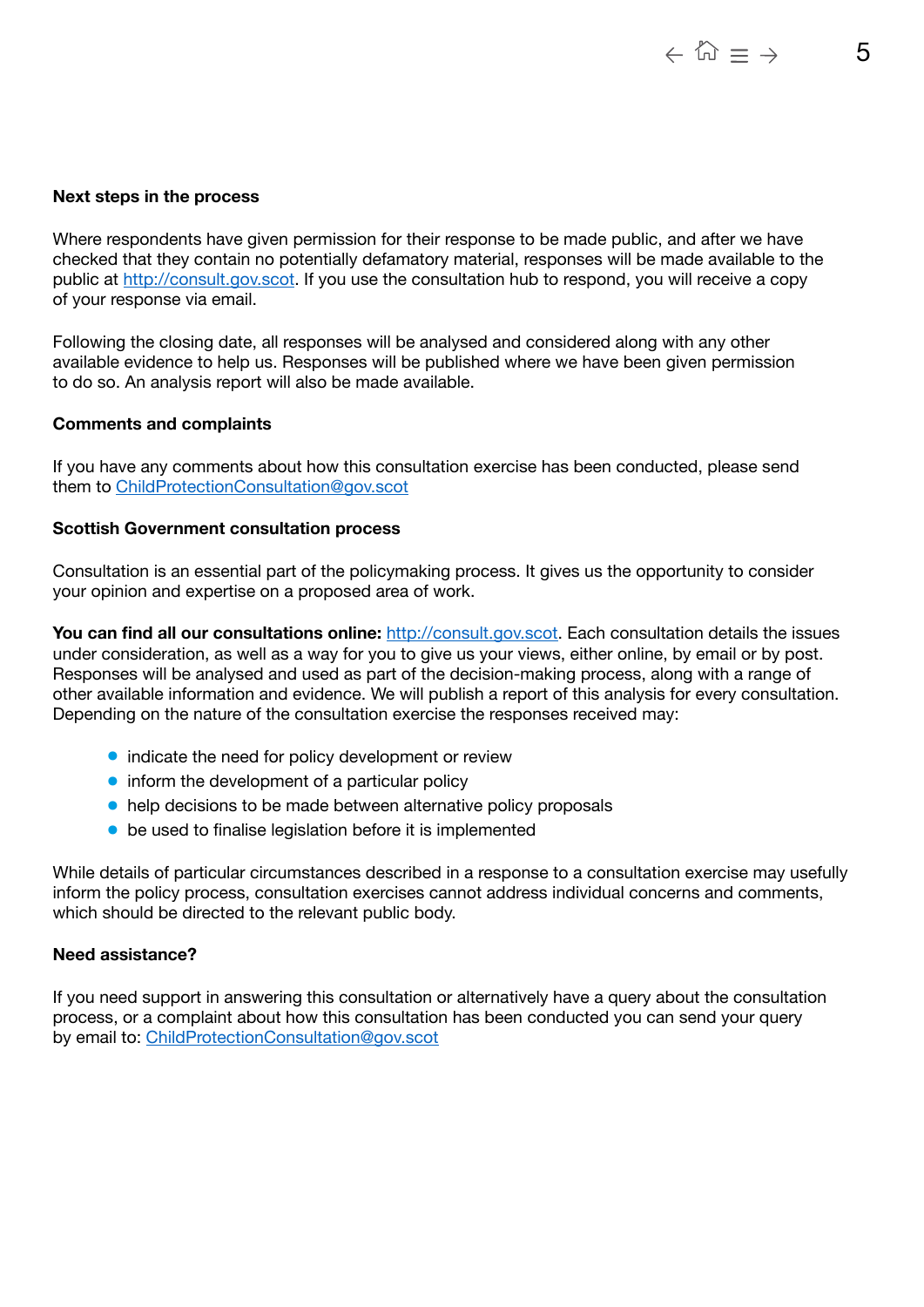### Next steps in the process

Where respondents have given permission for their response to be made public, and after we have checked that they contain no potentially defamatory material, responses will be made available to the public at http://consult.gov.scot. If you use the consultation hub to respond, you will receive a copy of your response via email.

Following the closing date, all responses will be analysed and considered along with any other available evidence to help us. Responses will be published where we have been given permission to do so. An analysis report will also be made available.

### Comments and complaints

If you have any comments about how this consultation exercise has been conducted, please send them to ChildProtectionConsultation@gov.scot

### Scottish Government consultation process

Consultation is an essential part of the policymaking process. It gives us the opportunity to consider your opinion and expertise on a proposed area of work.

**You can find all our consultations online:** http://consult.gov.scot. Each consultation details the issues under consideration, as well as a way for you to give us your views, either online, by email or by post. Responses will be analysed and used as part of the decision-making process, along with a range of other available information and evidence. We will publish a report of this analysis for every consultation. Depending on the nature of the consultation exercise the responses received may:

- indicate the need for policy development or review
- inform the development of a particular policy
- help decisions to be made between alternative policy proposals
- be used to finalise legislation before it is implemented

While details of particular circumstances described in a response to a consultation exercise may usefully inform the policy process, consultation exercises cannot address individual concerns and comments, which should be directed to the relevant public body.

### Need assistance?

If you need support in answering this consultation or alternatively have a query about the consultation process, or a complaint about how this consultation has been conducted you can send your query by email to: ChildProtectionConsultation@gov.scot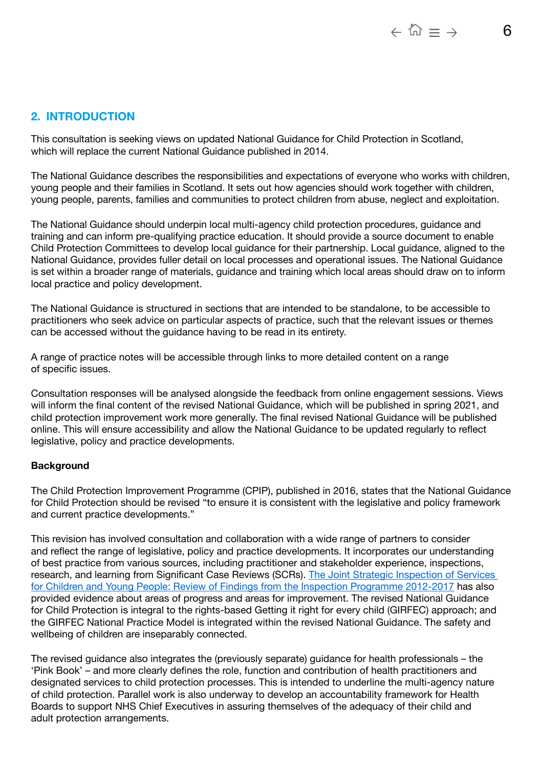## 2. INTRODUCTION

This consultation is seeking views on updated National Guidance for Child Protection in Scotland, which will replace the current National Guidance published in 2014.

The National Guidance describes the responsibilities and expectations of everyone who works with children, young people and their families in Scotland. It sets out how agencies should work together with children, young people, parents, families and communities to protect children from abuse, neglect and exploitation.

The National Guidance should underpin local multi-agency child protection procedures, guidance and training and can inform pre-qualifying practice education. It should provide a source document to enable Child Protection Committees to develop local guidance for their partnership. Local guidance, aligned to the National Guidance, provides fuller detail on local processes and operational issues. The National Guidance is set within a broader range of materials, guidance and training which local areas should draw on to inform local practice and policy development.

The National Guidance is structured in sections that are intended to be standalone, to be accessible to practitioners who seek advice on particular aspects of practice, such that the relevant issues or themes can be accessed without the guidance having to be read in its entirety.

A range of practice notes will be accessible through links to more detailed content on a range of specific issues.

Consultation responses will be analysed alongside the feedback from online engagement sessions. Views will inform the final content of the revised National Guidance, which will be published in spring 2021, and child protection improvement work more generally. The final revised National Guidance will be published online. This will ensure accessibility and allow the National Guidance to be updated regularly to reflect legislative, policy and practice developments.

**Background**

The Child Protection Improvement Programme (CPIP), published in 2016, states that the National Guidance for Child Protection should be revised "to ensure it is consistent with the legislative and policy framework and current practice developments."

This revision has involved consultation and collaboration with a wide range of partners to consider and reflect the range of legislative, policy and practice developments. It incorporates our understanding of best practice from various sources, including practitioner and stakeholder experience, inspections, research, and learning from Significant Case Reviews (SCRs). The Joint Strategic Inspection of Services for Children and Young People: Review of Findings from the Inspection Programme 2012-2017 has also provided evidence about areas of progress and areas for improvement. The revised National Guidance for Child Protection is integral to the rights-based Getting it right for every child (GIRFEC) approach; and the GIRFEC National Practice Model is integrated within the revised National Guidance. The safety and wellbeing of children are inseparably connected.

The revised guidance also integrates the (previously separate) guidance for health professionals – the 'Pink Book' – and more clearly defines the role, function and contribution of health practitioners and designated services to child protection processes. This is intended to underline the multi-agency nature of child protection. Parallel work is also underway to develop an accountability framework for Health Boards to support NHS Chief Executives in assuring themselves of the adequacy of their child and adult protection arrangements.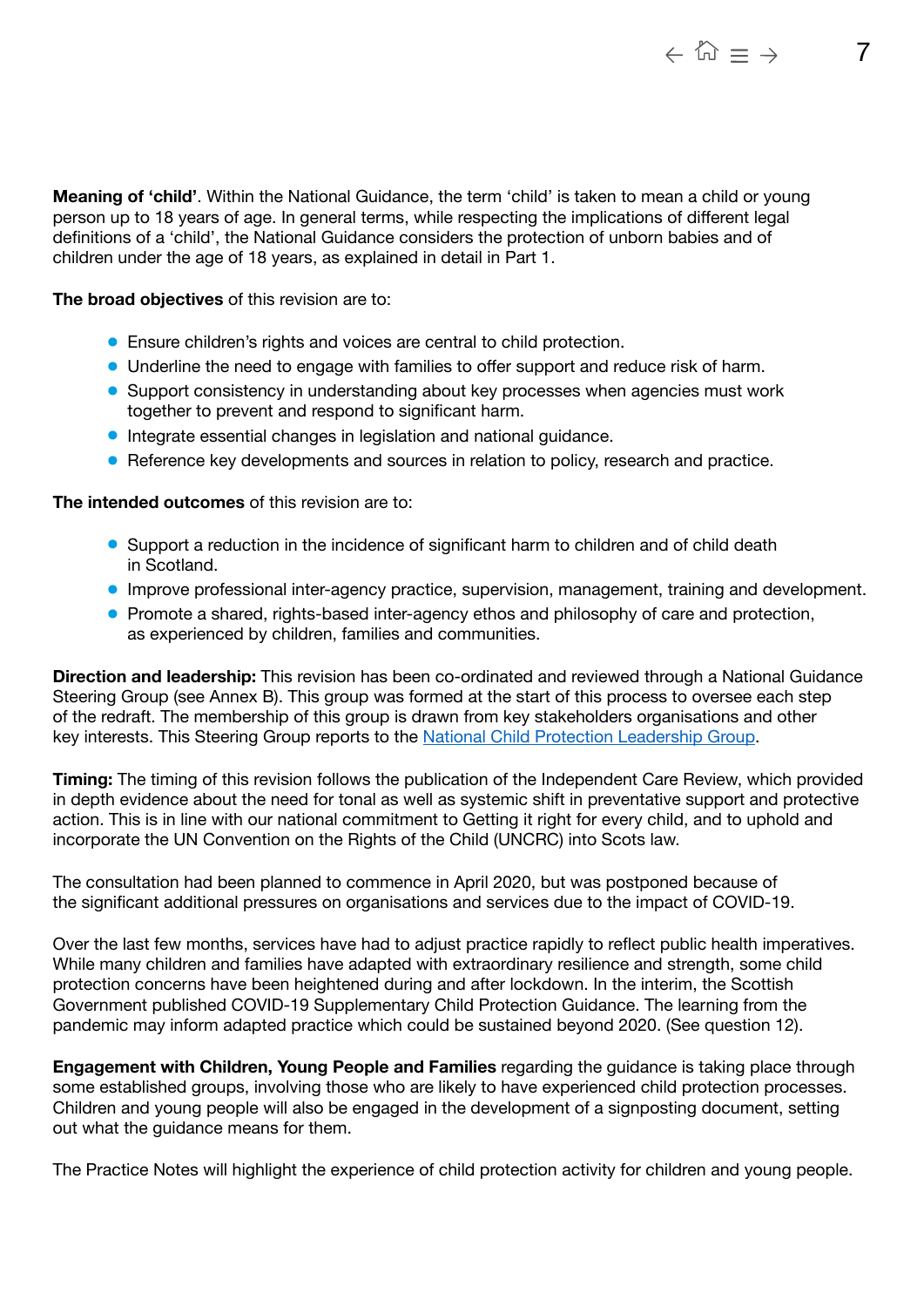**Meaning of 'child'**. Within the National Guidance, the term 'child' is taken to mean a child or young person up to 18 years of age. In general terms, while respecting the implications of different legal definitions of a 'child', the National Guidance considers the protection of unborn babies and of children under the age of 18 years, as explained in detail in Part 1.

**The broad objectives** of this revision are to:

- Ensure children's rights and voices are central to child protection.
- Underline the need to engage with families to offer support and reduce risk of harm.
- Support consistency in understanding about key processes when agencies must work together to prevent and respond to significant harm.
- Integrate essential changes in legislation and national guidance.
- Reference key developments and sources in relation to policy, research and practice.

**The intended outcomes** of this revision are to:

- Support a reduction in the incidence of significant harm to children and of child death in Scotland.
- Improve professional inter-agency practice, supervision, management, training and development.
- Promote a shared, rights-based inter-agency ethos and philosophy of care and protection, as experienced by children, families and communities.

**Direction and leadership:** This revision has been co-ordinated and reviewed through a National Guidance Steering Group (see Annex B). This group was formed at the start of this process to oversee each step of the redraft. The membership of this group is drawn from key stakeholders organisations and other key interests. This Steering Group reports to the [National Child Protection Leadership Group](National Child Protection Leadership Group).

**Timing:** The timing of this revision follows the publication of the Independent Care Review, which provided in depth evidence about the need for tonal as well as systemic shift in preventative support and protective action. This is in line with our national commitment to Getting it right for every child, and to uphold and incorporate the UN Convention on the Rights of the Child (UNCRC) into Scots law.

The consultation had been planned to commence in April 2020, but was postponed because of the significant additional pressures on organisations and services due to the impact of COVID-19.

Over the last few months, services have had to adjust practice rapidly to reflect public health imperatives. While many children and families have adapted with extraordinary resilience and strength, some child protection concerns have been heightened during and after lockdown. In the interim, the Scottish Government published COVID-19 Supplementary Child Protection Guidance. The learning from the pandemic may inform adapted practice which could be sustained beyond 2020. (See question 12).

**Engagement with Children, Young People and Families** regarding the guidance is taking place through some established groups, involving those who are likely to have experienced child protection processes. Children and young people will also be engaged in the development of a signposting document, setting out what the guidance means for them.

The Practice Notes will highlight the experience of child protection activity for children and young people.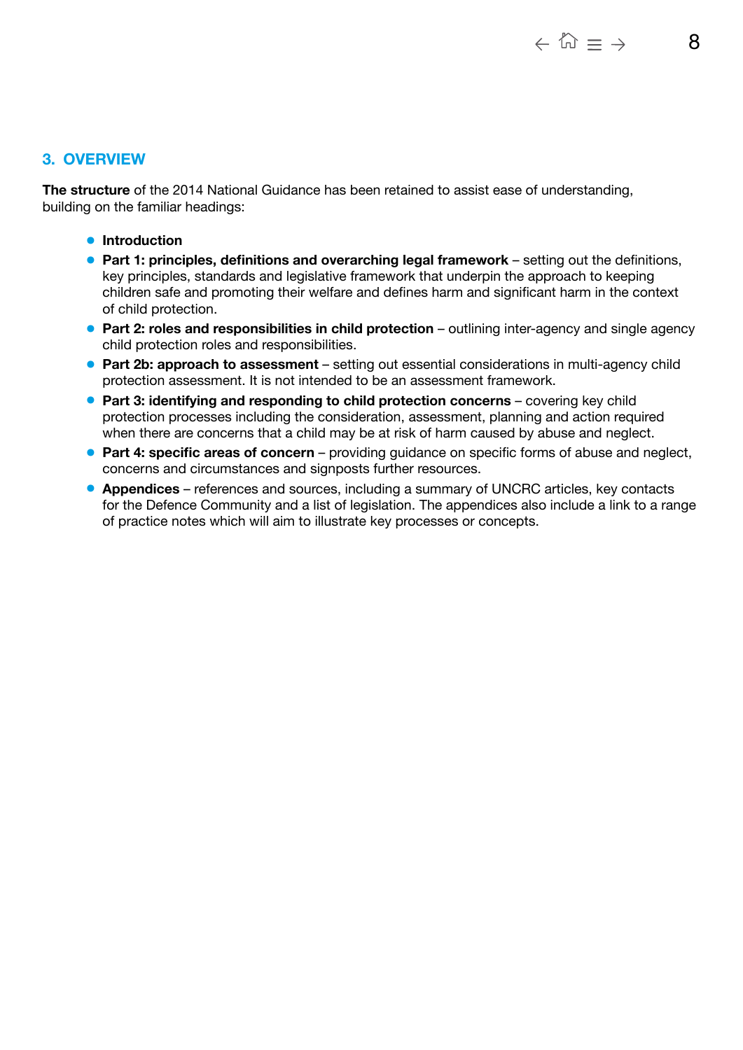## 3. OVERVIEW

**The structure** of the 2014 National Guidance has been retained to assist ease of understanding, building on the familiar headings:

- **Introduction**
- **Part 1: principles, definitions and overarching legal framework** – setting out the definitions, key principles, standards and legislative framework that underpin the approach to keeping children safe and promoting their welfare and defines harm and significant harm in the context of child protection.
- **Part 2: roles and responsibilities in child protection** – outlining inter-agency and single agency child protection roles and responsibilities.
- **Part 2b: approach to assessment** – setting out essential considerations in multi-agency child protection assessment. It is not intended to be an assessment framework.
- **Part 3: identifying and responding to child protection concerns** – covering key child protection processes including the consideration, assessment, planning and action required when there are concerns that a child may be at risk of harm caused by abuse and neglect.
- **Part 4: specific areas of concern** – providing guidance on specific forms of abuse and neglect, concerns and circumstances and signposts further resources.
- **Appendices** – references and sources, including a summary of UNCRC articles, key contacts for the Defence Community and a list of legislation. The appendices also include a link to a range of practice notes which will aim to illustrate key processes or concepts.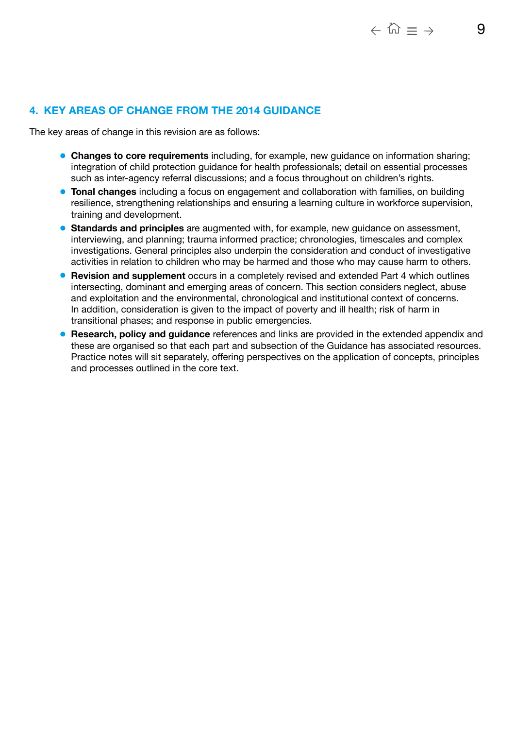## 4. KEY AREAS OF CHANGE FROM THE 2014 GUIDANCE

The key areas of change in this revision are as follows:

- **Changes to core requirements** including, for example, new guidance on information sharing; integration of child protection guidance for health professionals; detail on essential processes such as inter-agency referral discussions; and a focus throughout on children's rights.
- **Tonal changes** including a focus on engagement and collaboration with families, on building resilience, strengthening relationships and ensuring a learning culture in workforce supervision, training and development.
- **Standards and principles** are augmented with, for example, new guidance on assessment, interviewing, and planning; trauma informed practice; chronologies, timescales and complex investigations. General principles also underpin the consideration and conduct of investigative activities in relation to children who may be harmed and those who may cause harm to others.
- **Revision and supplement** occurs in a completely revised and extended Part 4 which outlines intersecting, dominant and emerging areas of concern. This section considers neglect, abuse and exploitation and the environmental, chronological and institutional context of concerns. In addition, consideration is given to the impact of poverty and ill health; risk of harm in transitional phases; and response in public emergencies.
- **Research, policy and guidance** references and links are provided in the extended appendix and these are organised so that each part and subsection of the Guidance has associated resources. Practice notes will sit separately, offering perspectives on the application of concepts, principles and processes outlined in the core text.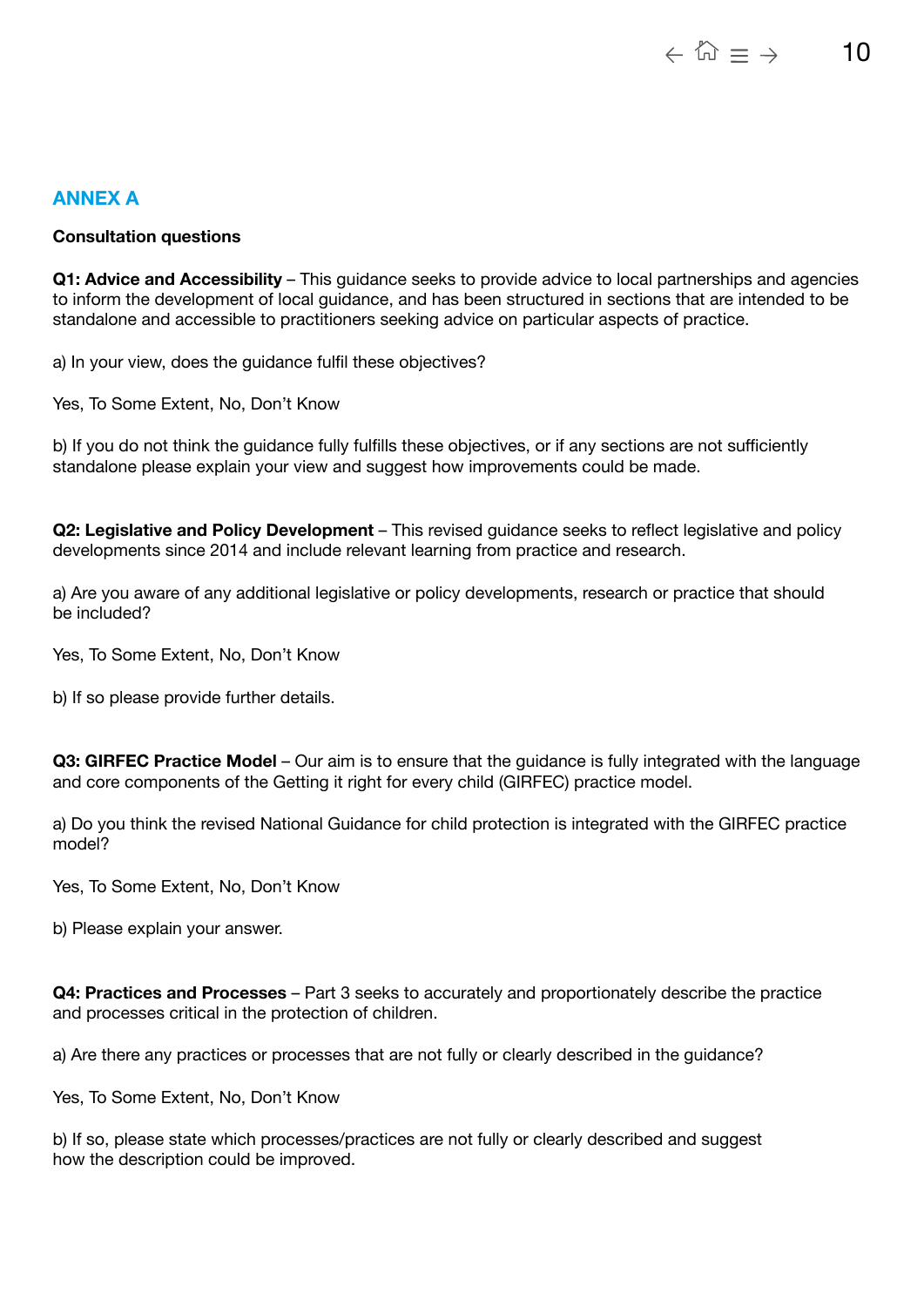## ANNEX A

**Consultation questions**

**Q1: Advice and Accessibility** – This guidance seeks to provide advice to local partnerships and agencies to inform the development of local guidance, and has been structured in sections that are intended to be standalone and accessible to practitioners seeking advice on particular aspects of practice.

a) In your view, does the guidance fulfil these objectives?

Yes, To Some Extent, No, Don't Know

b) If you do not think the guidance fully fulfills these objectives, or if any sections are not sufficiently standalone please explain your view and suggest how improvements could be made.

**Q2: Legislative and Policy Development** – This revised guidance seeks to reflect legislative and policy developments since 2014 and include relevant learning from practice and research.

a) Are you aware of any additional legislative or policy developments, research or practice that should be included?

Yes, To Some Extent, No, Don't Know

b) If so please provide further details.

**Q3: GIRFEC Practice Model** – Our aim is to ensure that the guidance is fully integrated with the language and core components of the Getting it right for every child (GIRFEC) practice model.

a) Do you think the revised National Guidance for child protection is integrated with the GIRFEC practice model?

Yes, To Some Extent, No, Don't Know

b) Please explain your answer.

**Q4: Practices and Processes** – Part 3 seeks to accurately and proportionately describe the practice and processes critical in the protection of children.

a) Are there any practices or processes that are not fully or clearly described in the guidance?

Yes, To Some Extent, No, Don't Know

b) If so, please state which processes/practices are not fully or clearly described and suggest how the description could be improved.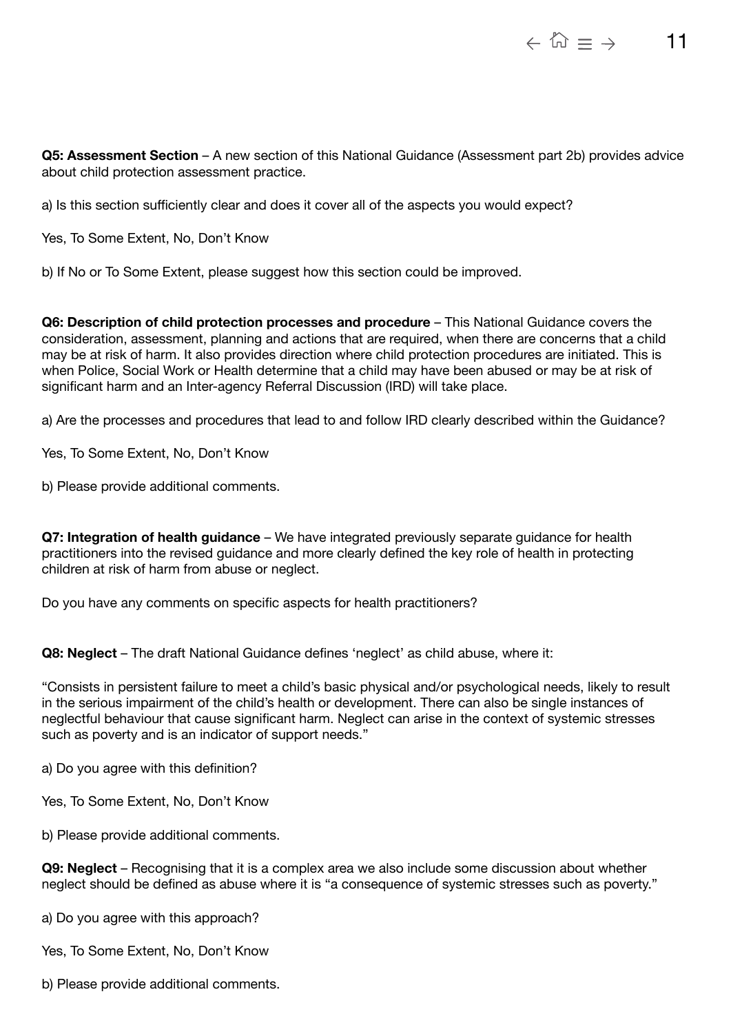**Q5: Assessment Section** – A new section of this National Guidance (Assessment part 2b) provides advice about child protection assessment practice.

a) Is this section sufficiently clear and does it cover all of the aspects you would expect?

Yes, To Some Extent, No, Don't Know

b) If No or To Some Extent, please suggest how this section could be improved.

**Q6: Description of child protection processes and procedure** – This National Guidance covers the consideration, assessment, planning and actions that are required, when there are concerns that a child may be at risk of harm. It also provides direction where child protection procedures are initiated. This is when Police, Social Work or Health determine that a child may have been abused or may be at risk of significant harm and an Inter-agency Referral Discussion (IRD) will take place.

a) Are the processes and procedures that lead to and follow IRD clearly described within the Guidance?

Yes, To Some Extent, No, Don't Know

b) Please provide additional comments.

**Q7: Integration of health guidance** – We have integrated previously separate guidance for health practitioners into the revised guidance and more clearly defined the key role of health in protecting children at risk of harm from abuse or neglect.

Do you have any comments on specific aspects for health practitioners?

**Q8: Neglect** – The draft National Guidance defines 'neglect' as child abuse, where it:

"Consists in persistent failure to meet a child's basic physical and/or psychological needs, likely to result in the serious impairment of the child's health or development. There can also be single instances of neglectful behaviour that cause significant harm. Neglect can arise in the context of systemic stresses such as poverty and is an indicator of support needs."

a) Do you agree with this definition?

Yes, To Some Extent, No, Don't Know

b) Please provide additional comments.

**Q9: Neglect** – Recognising that it is a complex area we also include some discussion about whether neglect should be defined as abuse where it is "a consequence of systemic stresses such as poverty."

a) Do you agree with this approach?

Yes, To Some Extent, No, Don't Know

b) Please provide additional comments.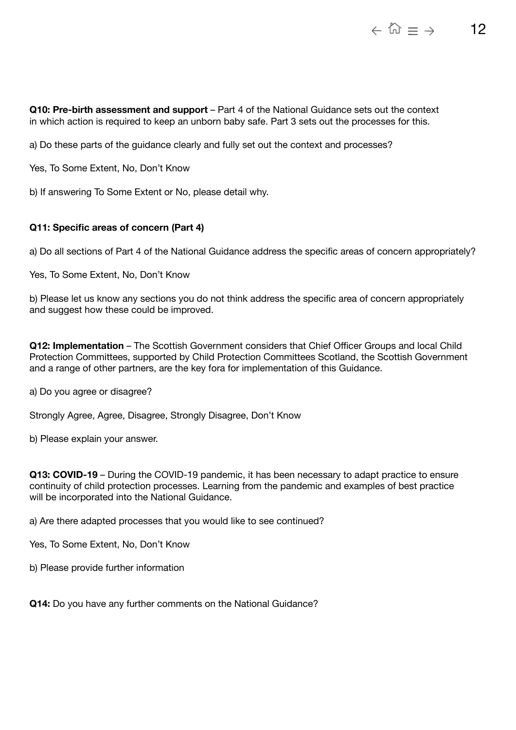**Q10: Pre-birth assessment and support** – Part 4 of the National Guidance sets out the context in which action is required to keep an unborn baby safe. Part 3 sets out the processes for this.

a) Do these parts of the guidance clearly and fully set out the context and processes?

Yes, To Some Extent, No, Don't Know

b) If answering To Some Extent or No, please detail why.

**Q11: Specific areas of concern (Part 4)**

a) Do all sections of Part 4 of the National Guidance address the specific areas of concern appropriately?

Yes, To Some Extent, No, Don't Know

b) Please let us know any sections you do not think address the specific area of concern appropriately and suggest how these could be improved.

**Q12: Implementation** – The Scottish Government considers that Chief Officer Groups and local Child Protection Committees, supported by Child Protection Committees Scotland, the Scottish Government and a range of other partners, are the key fora for implementation of this Guidance.

a) Do you agree or disagree?

Strongly Agree, Agree, Disagree, Strongly Disagree, Don't Know

b) Please explain your answer.

**Q13: COVID-19** – During the COVID-19 pandemic, it has been necessary to adapt practice to ensure continuity of child protection processes. Learning from the pandemic and examples of best practice will be incorporated into the National Guidance.

a) Are there adapted processes that you would like to see continued?

Yes, To Some Extent, No, Don't Know

b) Please provide further information

**Q14:** Do you have any further comments on the National Guidance?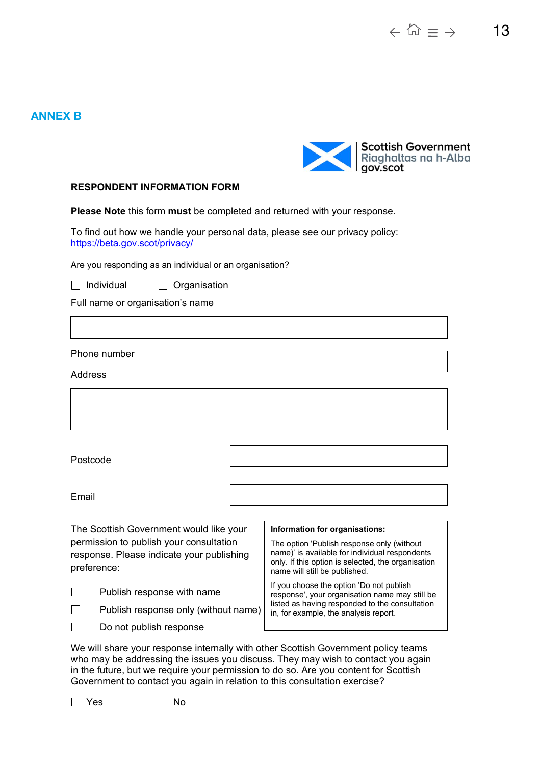## ANNEX B

Scottish Government
Riaghaltas na h-Alba
gov.scot

**RESPONDENT INFORMATION FORM**

**Please Note** this form **must** be completed and returned with your response.

To find out how we handle your personal data, please see our privacy policy: https://beta.gov.scot/privacy/

Are you responding as an individual or an organisation?

☐ Individual ☐ Organisation

Full name or organisation's name

Phone number

Address

Postcode

Email

The Scottish Government would like your permission to publish your consultation response. Please indicate your publishing preference:

☐ Publish response with name

☐ Publish response only (without name)

☐ Do not publish response

**Information for organisations:**

The option 'Publish response only (without name)' is available for individual respondents only. If this option is selected, the organisation name will still be published.

If you choose the option 'Do not publish response', your organisation name may still be listed as having responded to the consultation in, for example, the analysis report.

We will share your response internally with other Scottish Government policy teams who may be addressing the issues you discuss. They may wish to contact you again in the future, but we require your permission to do so. Are you content for Scottish Government to contact you again in relation to this consultation exercise?

☐ Yes ☐ No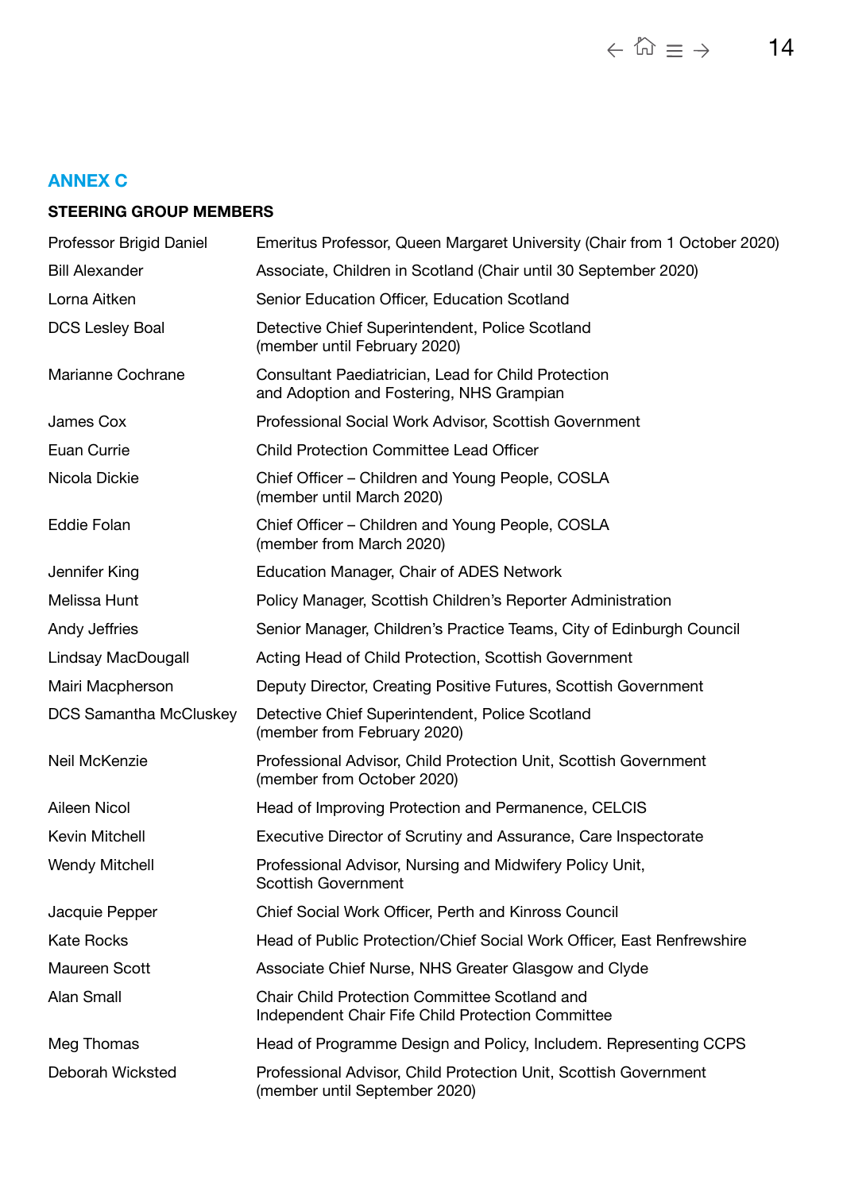## ANNEX C

### STEERING GROUP MEMBERS

| | |
|---|---|
| Professor Brigid Daniel | Emeritus Professor, Queen Margaret University (Chair from 1 October 2020) |
| Bill Alexander | Associate, Children in Scotland (Chair until 30 September 2020) |
| Lorna Aitken | Senior Education Officer, Education Scotland |
| DCS Lesley Boal | Detective Chief Superintendent, Police Scotland (member until February 2020) |
| Marianne Cochrane | Consultant Paediatrician, Lead for Child Protection and Adoption and Fostering, NHS Grampian |
| James Cox | Professional Social Work Advisor, Scottish Government |
| Euan Currie | Child Protection Committee Lead Officer |
| Nicola Dickie | Chief Officer – Children and Young People, COSLA (member until March 2020) |
| Eddie Folan | Chief Officer – Children and Young People, COSLA (member from March 2020) |
| Jennifer King | Education Manager, Chair of ADES Network |
| Melissa Hunt | Policy Manager, Scottish Children's Reporter Administration |
| Andy Jeffries | Senior Manager, Children's Practice Teams, City of Edinburgh Council |
| Lindsay MacDougall | Acting Head of Child Protection, Scottish Government |
| Mairi Macpherson | Deputy Director, Creating Positive Futures, Scottish Government |
| DCS Samantha McCluskey | Detective Chief Superintendent, Police Scotland (member from February 2020) |
| Neil McKenzie | Professional Advisor, Child Protection Unit, Scottish Government (member from October 2020) |
| Aileen Nicol | Head of Improving Protection and Permanence, CELCIS |
| Kevin Mitchell | Executive Director of Scrutiny and Assurance, Care Inspectorate |
| Wendy Mitchell | Professional Advisor, Nursing and Midwifery Policy Unit, Scottish Government |
| Jacquie Pepper | Chief Social Work Officer, Perth and Kinross Council |
| Kate Rocks | Head of Public Protection/Chief Social Work Officer, East Renfrewshire |
| Maureen Scott | Associate Chief Nurse, NHS Greater Glasgow and Clyde |
| Alan Small | Chair Child Protection Committee Scotland and Independent Chair Fife Child Protection Committee |
| Meg Thomas | Head of Programme Design and Policy, Includem. Representing CCPS |
| Deborah Wicksted | Professional Advisor, Child Protection Unit, Scottish Government (member until September 2020) |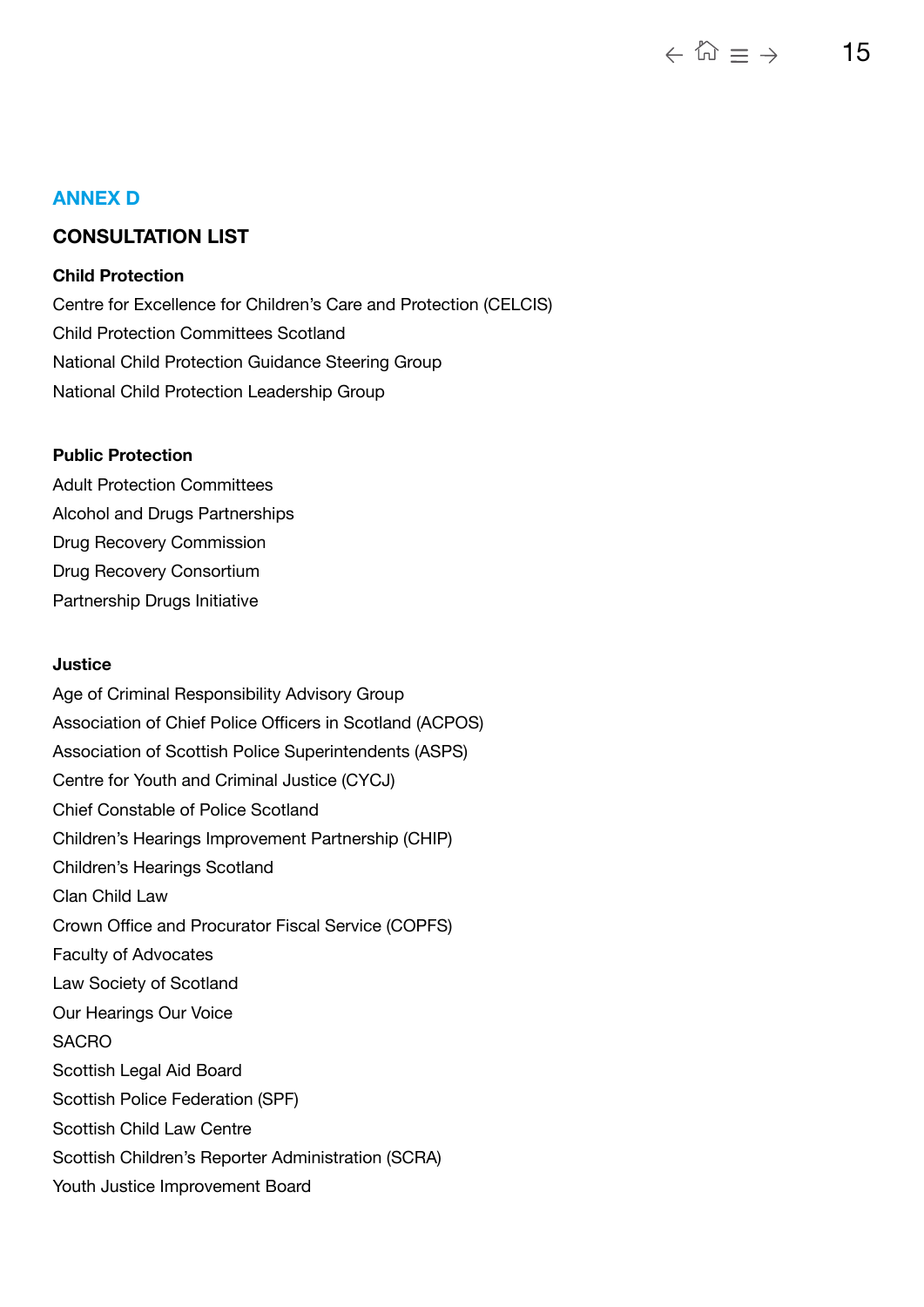## ANNEX D

### CONSULTATION LIST

**Child Protection**

Centre for Excellence for Children's Care and Protection (CELCIS)
Child Protection Committees Scotland
National Child Protection Guidance Steering Group
National Child Protection Leadership Group

**Public Protection**

Adult Protection Committees
Alcohol and Drugs Partnerships
Drug Recovery Commission
Drug Recovery Consortium
Partnership Drugs Initiative

**Justice**

Age of Criminal Responsibility Advisory Group
Association of Chief Police Officers in Scotland (ACPOS)
Association of Scottish Police Superintendents (ASPS)
Centre for Youth and Criminal Justice (CYCJ)
Chief Constable of Police Scotland
Children's Hearings Improvement Partnership (CHIP)
Children's Hearings Scotland
Clan Child Law
Crown Office and Procurator Fiscal Service (COPFS)
Faculty of Advocates
Law Society of Scotland
Our Hearings Our Voice
SACRO
Scottish Legal Aid Board
Scottish Police Federation (SPF)
Scottish Child Law Centre
Scottish Children's Reporter Administration (SCRA)
Youth Justice Improvement Board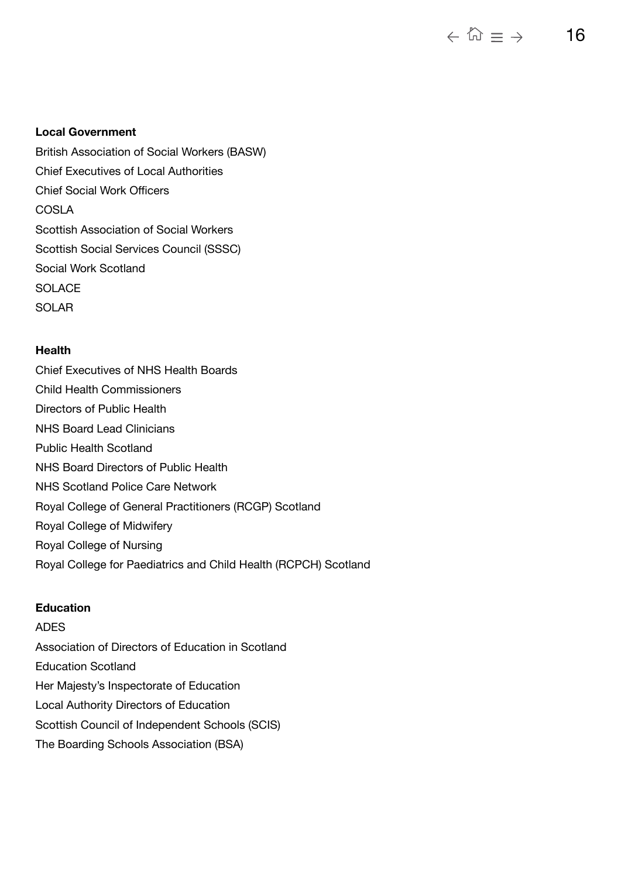**Local Government**

British Association of Social Workers (BASW)

Chief Executives of Local Authorities

Chief Social Work Officers

COSLA

Scottish Association of Social Workers

Scottish Social Services Council (SSSC)

Social Work Scotland

SOLACE

SOLAR

**Health**

Chief Executives of NHS Health Boards

Child Health Commissioners

Directors of Public Health

NHS Board Lead Clinicians

Public Health Scotland

NHS Board Directors of Public Health

NHS Scotland Police Care Network

Royal College of General Practitioners (RCGP) Scotland

Royal College of Midwifery

Royal College of Nursing

Royal College for Paediatrics and Child Health (RCPCH) Scotland

**Education**

ADES

Association of Directors of Education in Scotland

Education Scotland

Her Majesty's Inspectorate of Education

Local Authority Directors of Education

Scottish Council of Independent Schools (SCIS)

The Boarding Schools Association (BSA)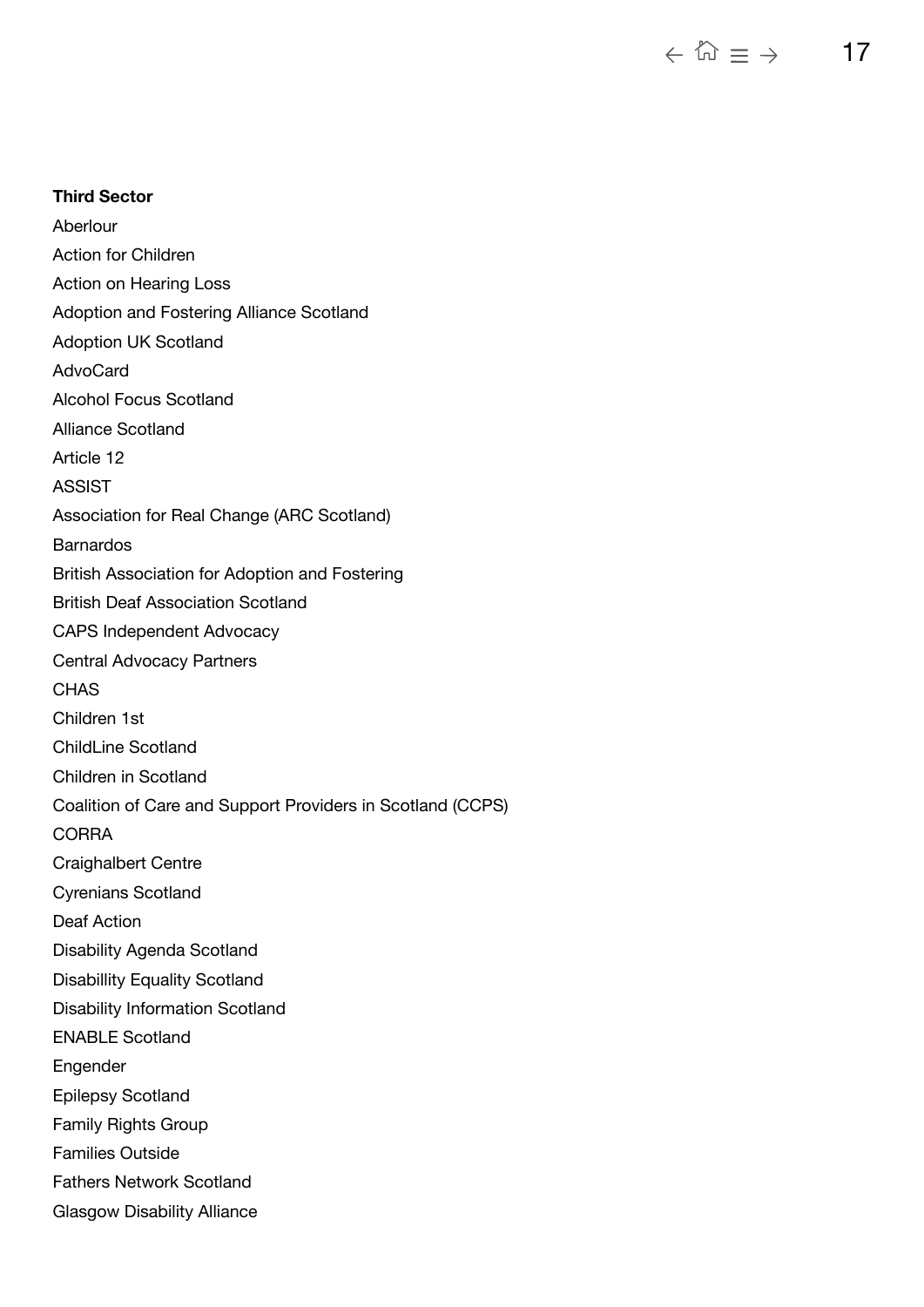**Third Sector**

Aberlour

Action for Children

Action on Hearing Loss

Adoption and Fostering Alliance Scotland

Adoption UK Scotland

AdvoCard

Alcohol Focus Scotland

Alliance Scotland

Article 12

ASSIST

Association for Real Change (ARC Scotland)

Barnardos

British Association for Adoption and Fostering

British Deaf Association Scotland

CAPS Independent Advocacy

Central Advocacy Partners

CHAS

Children 1st

ChildLine Scotland

Children in Scotland

Coalition of Care and Support Providers in Scotland (CCPS)

CORRA

Craighalbert Centre

Cyrenians Scotland

Deaf Action

Disability Agenda Scotland

Disabillity Equality Scotland

Disability Information Scotland

ENABLE Scotland

Engender

Epilepsy Scotland

Family Rights Group

Families Outside

Fathers Network Scotland

Glasgow Disability Alliance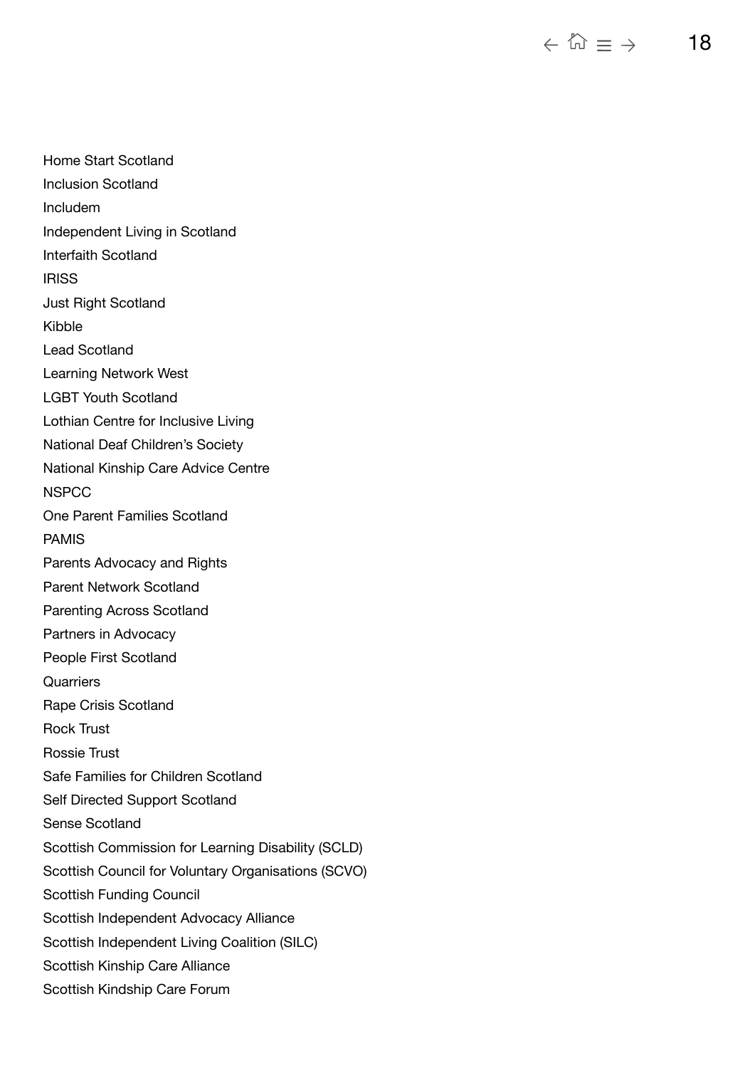Home Start Scotland
Inclusion Scotland
Includem
Independent Living in Scotland
Interfaith Scotland
IRISS
Just Right Scotland
Kibble
Lead Scotland
Learning Network West
LGBT Youth Scotland
Lothian Centre for Inclusive Living
National Deaf Children's Society
National Kinship Care Advice Centre
NSPCC
One Parent Families Scotland
PAMIS
Parents Advocacy and Rights
Parent Network Scotland
Parenting Across Scotland
Partners in Advocacy
People First Scotland
Quarriers
Rape Crisis Scotland
Rock Trust
Rossie Trust
Safe Families for Children Scotland
Self Directed Support Scotland
Sense Scotland
Scottish Commission for Learning Disability (SCLD)
Scottish Council for Voluntary Organisations (SCVO)
Scottish Funding Council
Scottish Independent Advocacy Alliance
Scottish Independent Living Coalition (SILC)
Scottish Kinship Care Alliance
Scottish Kindship Care Forum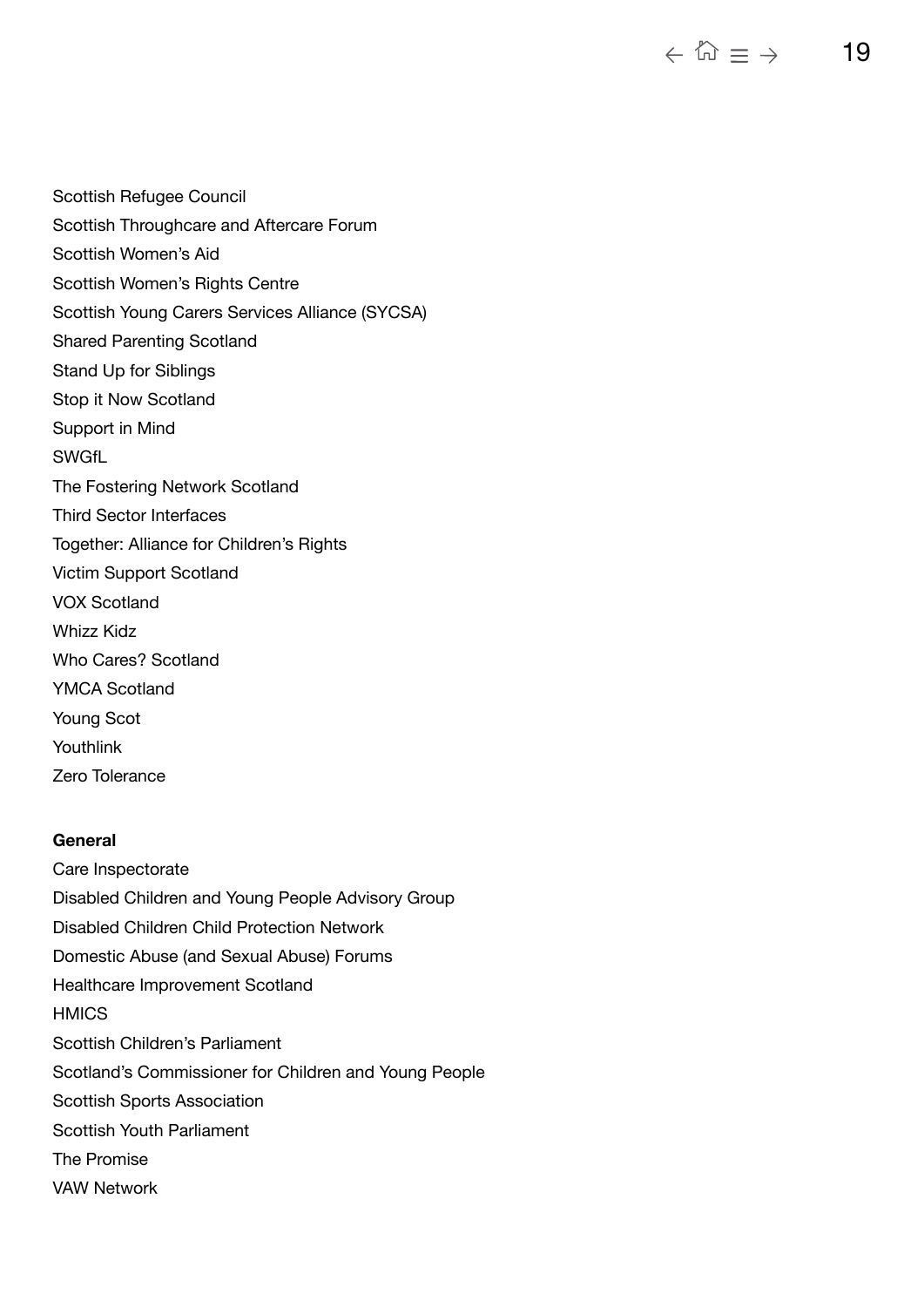Scottish Refugee Council
Scottish Throughcare and Aftercare Forum
Scottish Women's Aid
Scottish Women's Rights Centre
Scottish Young Carers Services Alliance (SYCSA)
Shared Parenting Scotland
Stand Up for Siblings
Stop it Now Scotland
Support in Mind
SWGfL
The Fostering Network Scotland
Third Sector Interfaces
Together: Alliance for Children's Rights
Victim Support Scotland
VOX Scotland
Whizz Kidz
Who Cares? Scotland
YMCA Scotland
Young Scot
Youthlink
Zero Tolerance

**General**

Care Inspectorate
Disabled Children and Young People Advisory Group
Disabled Children Child Protection Network
Domestic Abuse (and Sexual Abuse) Forums
Healthcare Improvement Scotland
HMICS
Scottish Children's Parliament
Scotland's Commissioner for Children and Young People
Scottish Sports Association
Scottish Youth Parliament
The Promise
VAW Network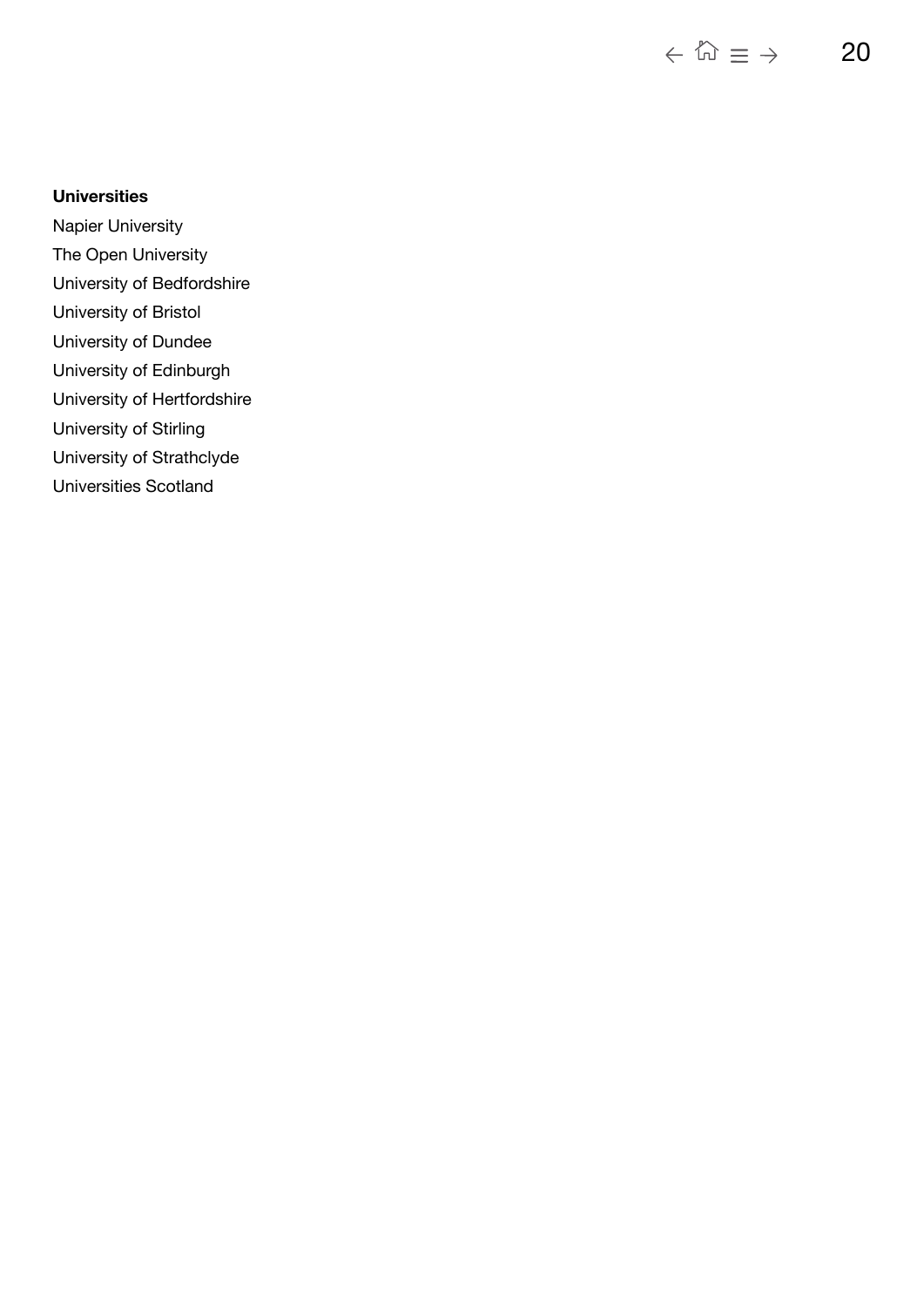**Universities**

Napier University

The Open University

University of Bedfordshire

University of Bristol

University of Dundee

University of Edinburgh

University of Hertfordshire

University of Stirling

University of Strathclyde

Universities Scotland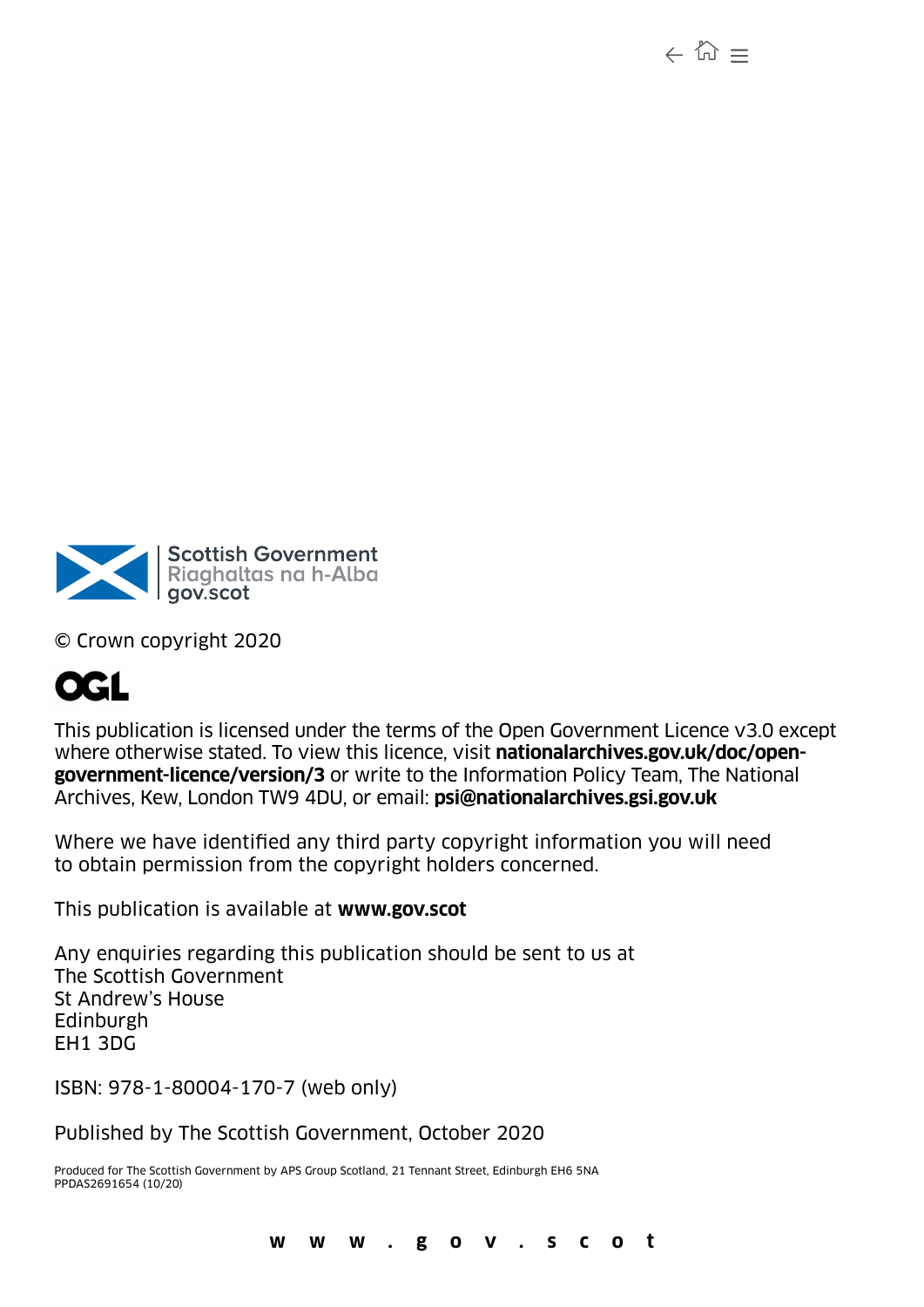Scottish Government
Riaghaltas na h-Alba
gov.scot

© Crown copyright 2020

OGL

This publication is licensed under the terms of the Open Government Licence v3.0 except where otherwise stated. To view this licence, visit **nationalarchives.gov.uk/doc/open-government-licence/version/3** or write to the Information Policy Team, The National Archives, Kew, London TW9 4DU, or email: **psi@nationalarchives.gsi.gov.uk**

Where we have identified any third party copyright information you will need to obtain permission from the copyright holders concerned.

This publication is available at **www.gov.scot**

Any enquiries regarding this publication should be sent to us at
The Scottish Government
St Andrew's House
Edinburgh
EH1 3DG

ISBN: 978-1-80004-170-7 (web only)

Published by The Scottish Government, October 2020

Produced for The Scottish Government by APS Group Scotland, 21 Tennant Street, Edinburgh EH6 5NA
PPDAS2691654 (10/20)

**w w w . g o v . s c o t**